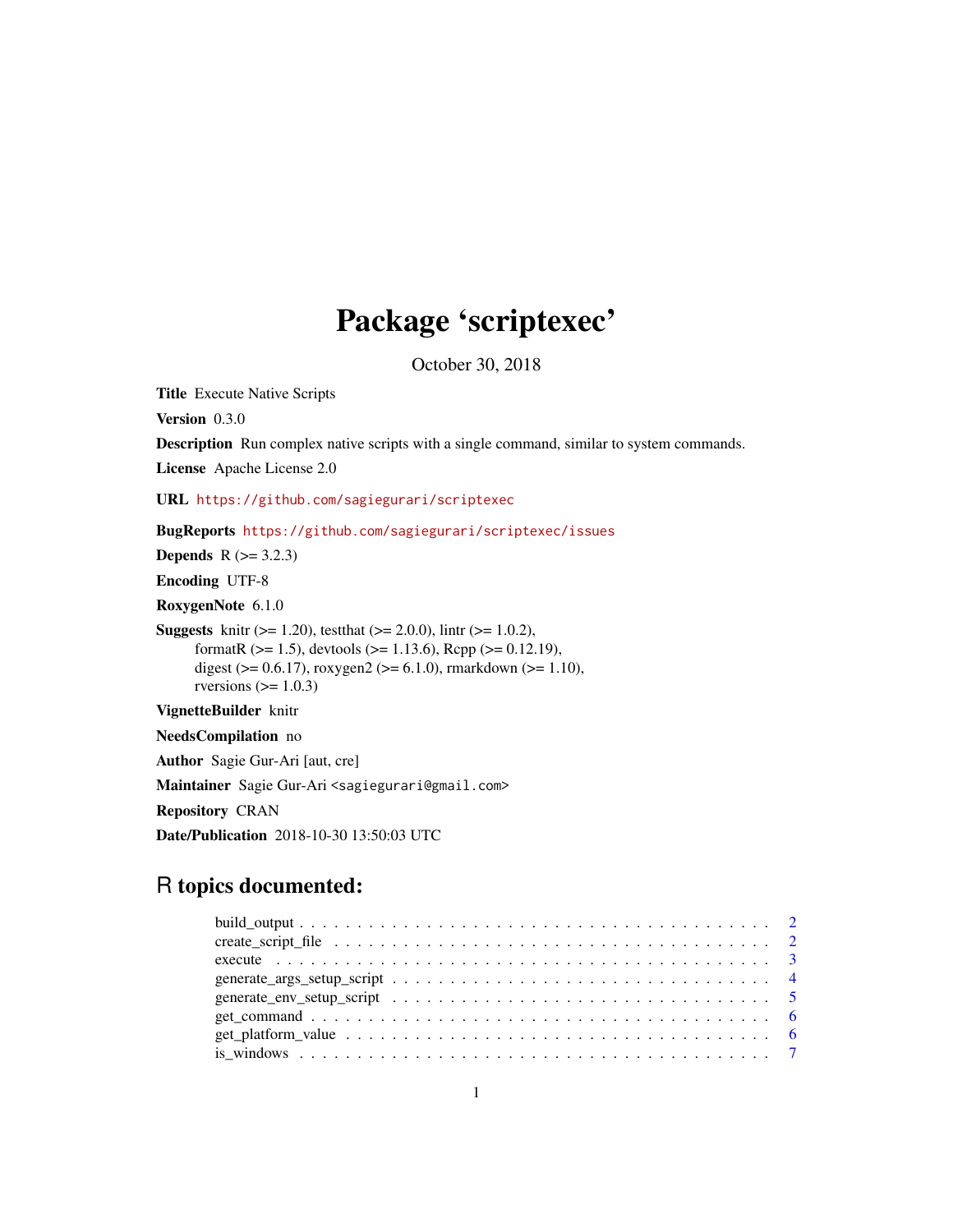# Package 'scriptexec'

October 30, 2018

**Title** Execute Native Scripts

**Version** 0.3.0

**Description** Run complex native scripts with a single command, similar to system commands.

**License** Apache License 2.0

**URL** https://github.com/sagiegurari/scriptexec

**BugReports** https://github.com/sagiegurari/scriptexec/issues

**Depends** R (>= 3.2.3)

**Encoding** UTF-8

**RoxygenNote** 6.1.0

**Suggests** knitr (>= 1.20), testthat (>= 2.0.0), lintr (>= 1.0.2), formatR (>= 1.5), devtools (>= 1.13.6), Rcpp (>= 0.12.19), digest (>= 0.6.17), roxygen2 (>= 6.1.0), rmarkdown (>= 1.10), rversions (>= 1.0.3)

**VignetteBuilder** knitr

**NeedsCompilation** no

**Author** Sagie Gur-Ari [aut, cre]

**Maintainer** Sagie Gur-Ari <sagiegurari@gmail.com>

**Repository** CRAN

**Date/Publication** 2018-10-30 13:50:03 UTC

## R topics documented:

- build_output . . . . . . . . . . 2
- create_script_file . . . . . . . . . . 2
- execute . . . . . . . . . . 3
- generate_args_setup_script . . . . . . . . . . 4
- generate_env_setup_script . . . . . . . . . . 5
- get_command . . . . . . . . . . 6
- get_platform_value . . . . . . . . . . 6
- is_windows . . . . . . . . . . 7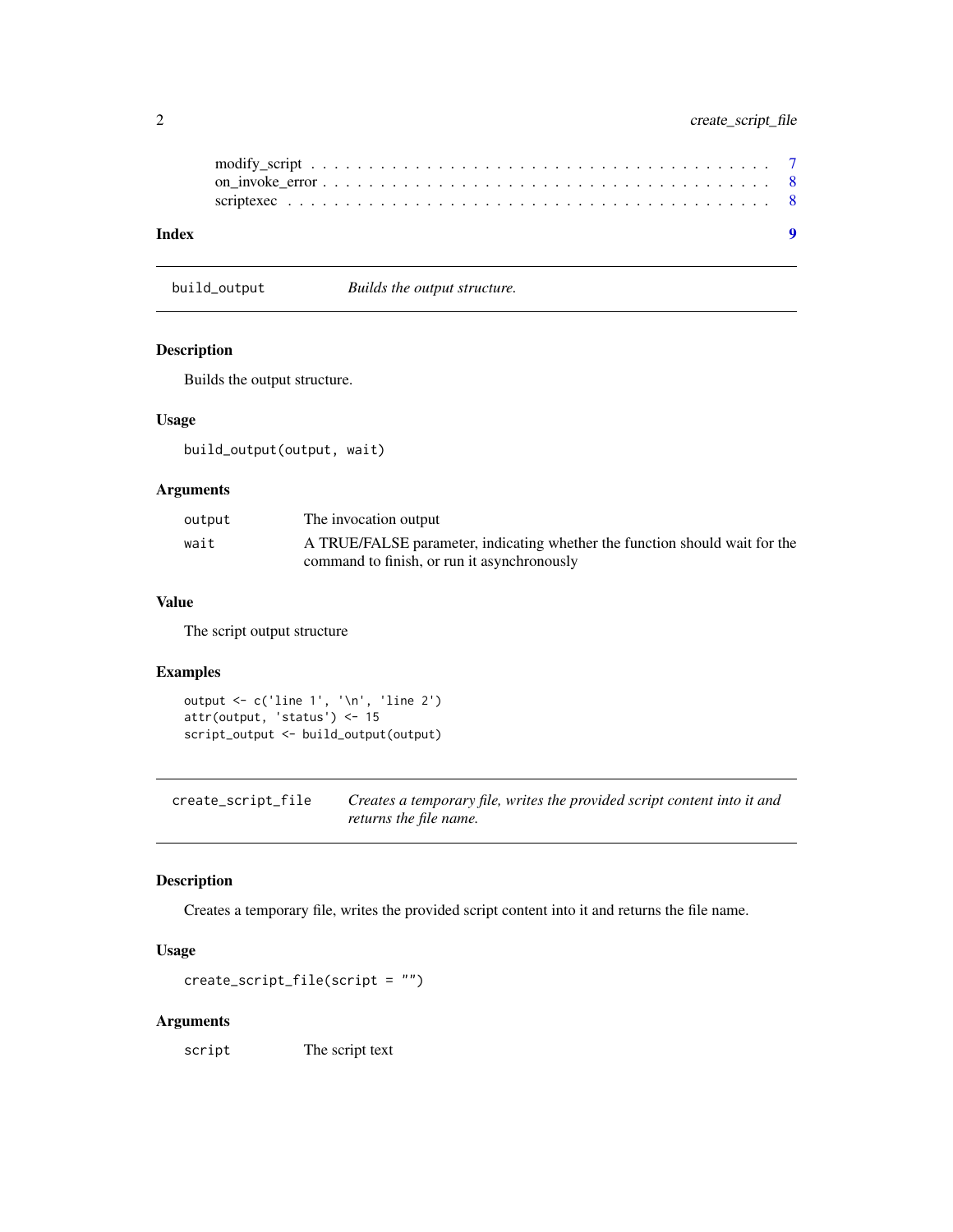modify_script . . . . . . . . . . . . . . . . . . . . . . . . . . . . . . . . . . . . . . . 7
on_invoke_error . . . . . . . . . . . . . . . . . . . . . . . . . . . . . . . . . . . . . . 8
scriptexec . . . . . . . . . . . . . . . . . . . . . . . . . . . . . . . . . . . . . . . . 8

**Index** **9**

---

`build_output` *Builds the output structure.*

---

### Description

Builds the output structure.

### Usage

```
build_output(output, wait)
```

### Arguments

| | |
|---|---|
| `output` | The invocation output |
| `wait` | A TRUE/FALSE parameter, indicating whether the function should wait for the command to finish, or run it asynchronously |

### Value

The script output structure

### Examples

```
output <- c('line 1', '\n', 'line 2')
attr(output, 'status') <- 15
script_output <- build_output(output)
```

---

`create_script_file` *Creates a temporary file, writes the provided script content into it and returns the file name.*

---

### Description

Creates a temporary file, writes the provided script content into it and returns the file name.

### Usage

```
create_script_file(script = "")
```

### Arguments

| | |
|---|---|
| `script` | The script text |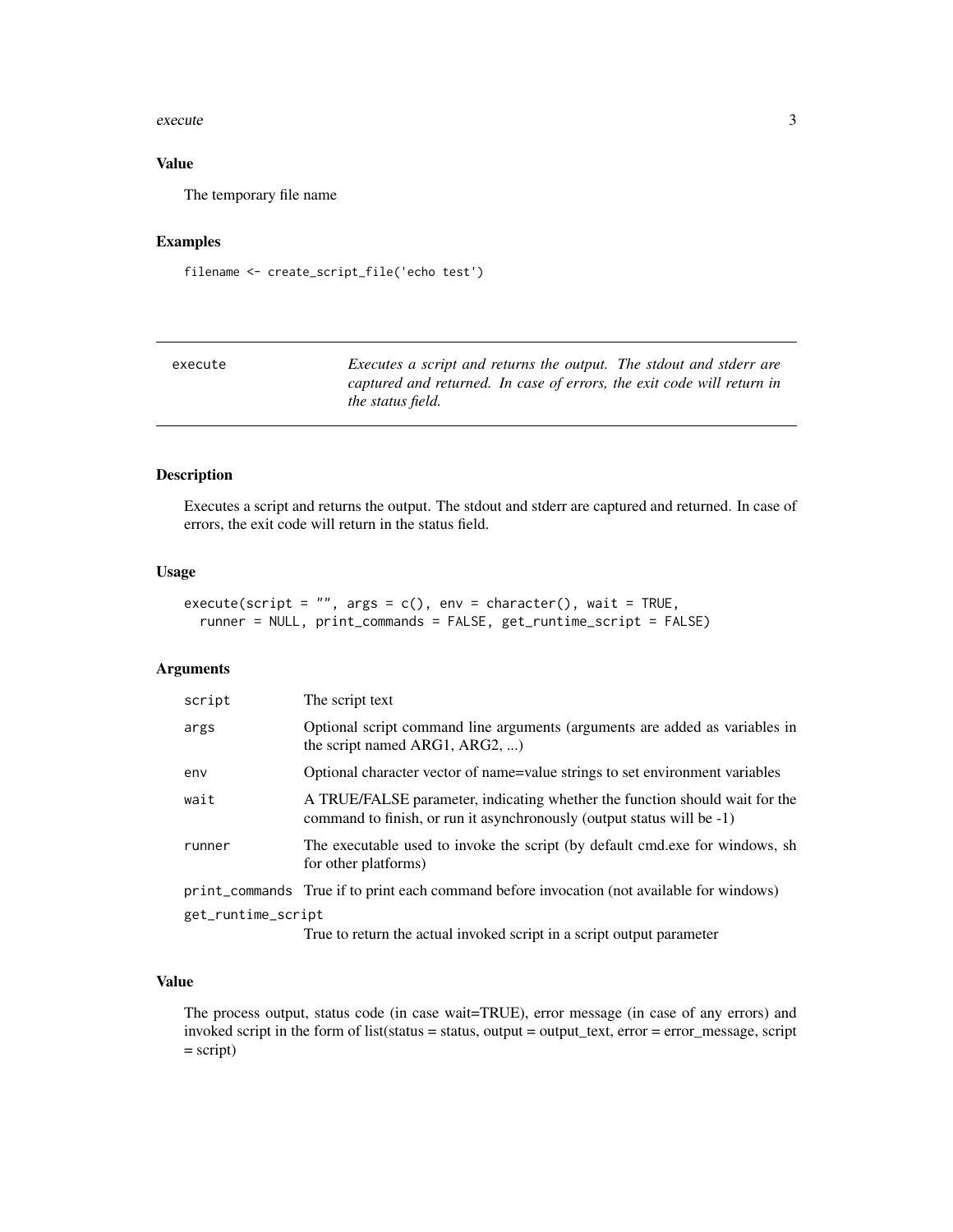### Value

The temporary file name

### Examples

```
filename <- create_script_file('echo test')
```

---

## execute — *Executes a script and returns the output. The stdout and stderr are captured and returned. In case of errors, the exit code will return in the status field.*

---

### Description

Executes a script and returns the output. The stdout and stderr are captured and returned. In case of errors, the exit code will return in the status field.

### Usage

```
execute(script = "", args = c(), env = character(), wait = TRUE,
  runner = NULL, print_commands = FALSE, get_runtime_script = FALSE)
```

### Arguments

| | |
|---|---|
| `script` | The script text |
| `args` | Optional script command line arguments (arguments are added as variables in the script named ARG1, ARG2, ...) |
| `env` | Optional character vector of name=value strings to set environment variables |
| `wait` | A TRUE/FALSE parameter, indicating whether the function should wait for the command to finish, or run it asynchronously (output status will be -1) |
| `runner` | The executable used to invoke the script (by default cmd.exe for windows, sh for other platforms) |
| `print_commands` | True if to print each command before invocation (not available for windows) |
| `get_runtime_script` | True to return the actual invoked script in a script output parameter |

### Value

The process output, status code (in case wait=TRUE), error message (in case of any errors) and invoked script in the form of list(status = status, output = output_text, error = error_message, script = script)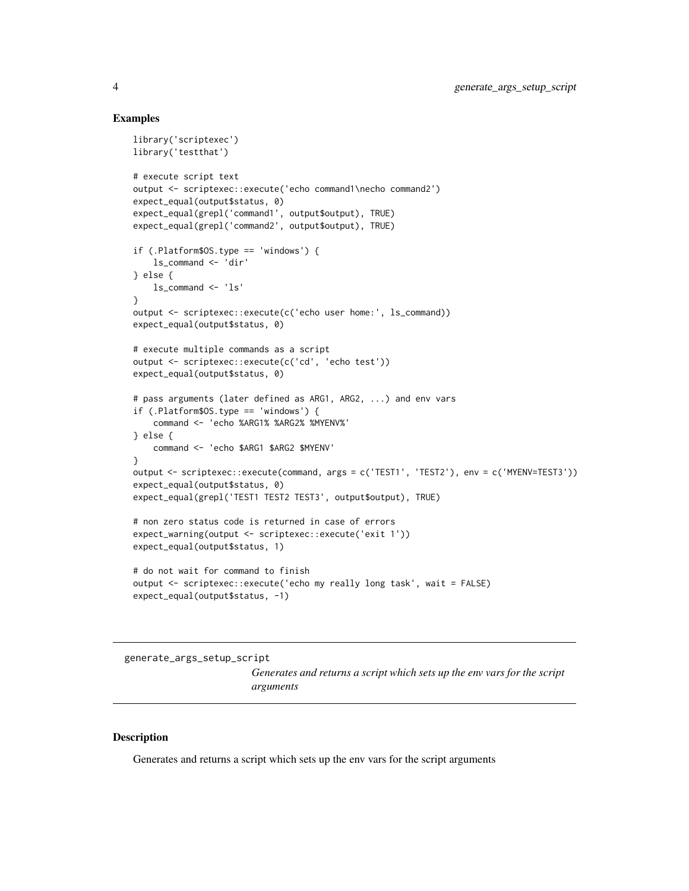### Examples

```
library('scriptexec')
library('testthat')

# execute script text
output <- scriptexec::execute('echo command1\necho command2')
expect_equal(output$status, 0)
expect_equal(grepl('command1', output$output), TRUE)
expect_equal(grepl('command2', output$output), TRUE)

if (.Platform$OS.type == 'windows') {
    ls_command <- 'dir'
} else {
    ls_command <- 'ls'
}
output <- scriptexec::execute(c('echo user home:', ls_command))
expect_equal(output$status, 0)

# execute multiple commands as a script
output <- scriptexec::execute(c('cd', 'echo test'))
expect_equal(output$status, 0)

# pass arguments (later defined as ARG1, ARG2, ...) and env vars
if (.Platform$OS.type == 'windows') {
    command <- 'echo %ARG1% %ARG2% %MYENV%'
} else {
    command <- 'echo $ARG1 $ARG2 $MYENV'
}
output <- scriptexec::execute(command, args = c('TEST1', 'TEST2'), env = c('MYENV=TEST3'))
expect_equal(output$status, 0)
expect_equal(grepl('TEST1 TEST2 TEST3', output$output), TRUE)

# non zero status code is returned in case of errors
expect_warning(output <- scriptexec::execute('exit 1'))
expect_equal(output$status, 1)

# do not wait for command to finish
output <- scriptexec::execute('echo my really long task', wait = FALSE)
expect_equal(output$status, -1)
```

---

## generate_args_setup_script

*Generates and returns a script which sets up the env vars for the script arguments*

---

### Description

Generates and returns a script which sets up the env vars for the script arguments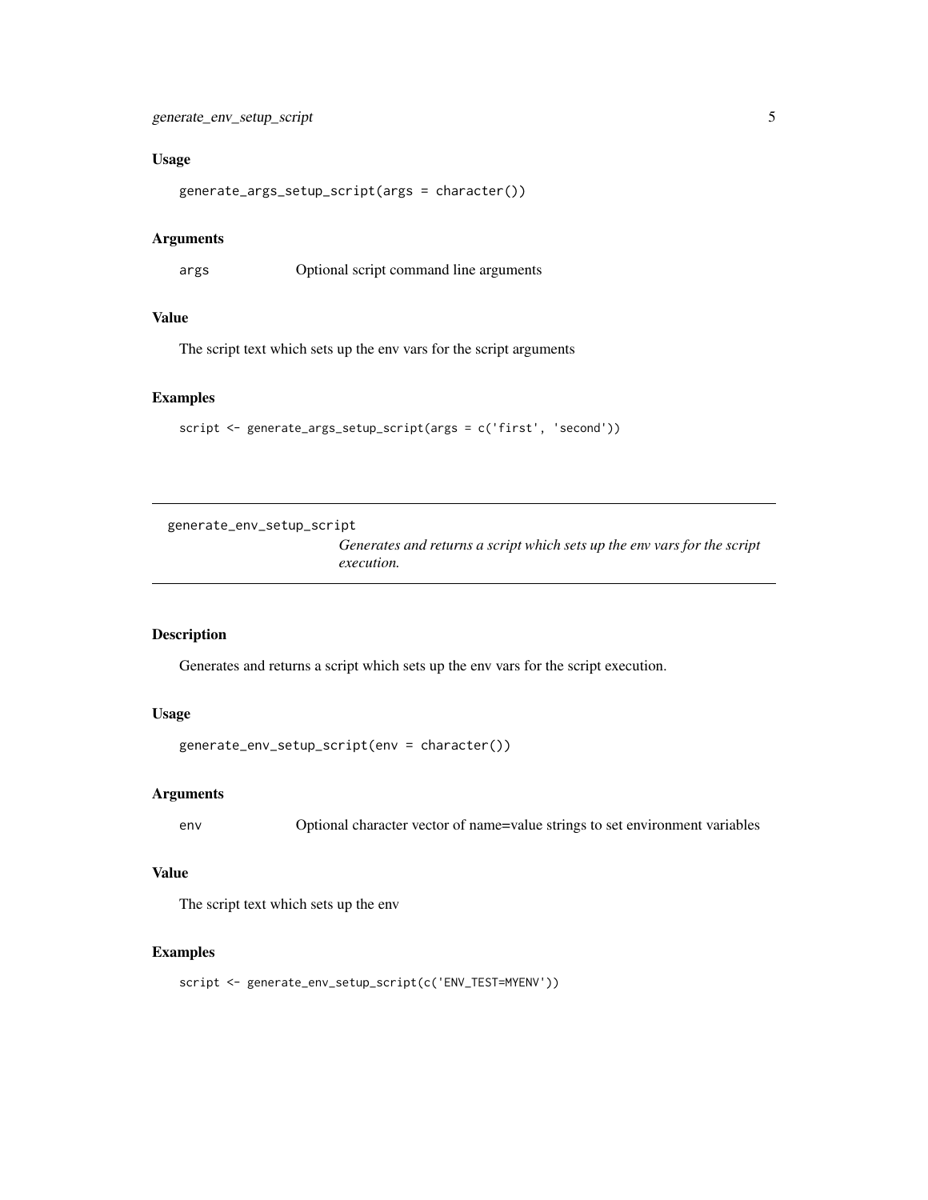### Usage

```
generate_args_setup_script(args = character())
```

### Arguments

| | |
|---|---|
| args | Optional script command line arguments |

### Value

The script text which sets up the env vars for the script arguments

### Examples

```
script <- generate_args_setup_script(args = c('first', 'second'))
```

---

## generate_env_setup_script

*Generates and returns a script which sets up the env vars for the script execution.*

---

### Description

Generates and returns a script which sets up the env vars for the script execution.

### Usage

```
generate_env_setup_script(env = character())
```

### Arguments

| | |
|---|---|
| env | Optional character vector of name=value strings to set environment variables |

### Value

The script text which sets up the env

### Examples

```
script <- generate_env_setup_script(c('ENV_TEST=MYENV'))
```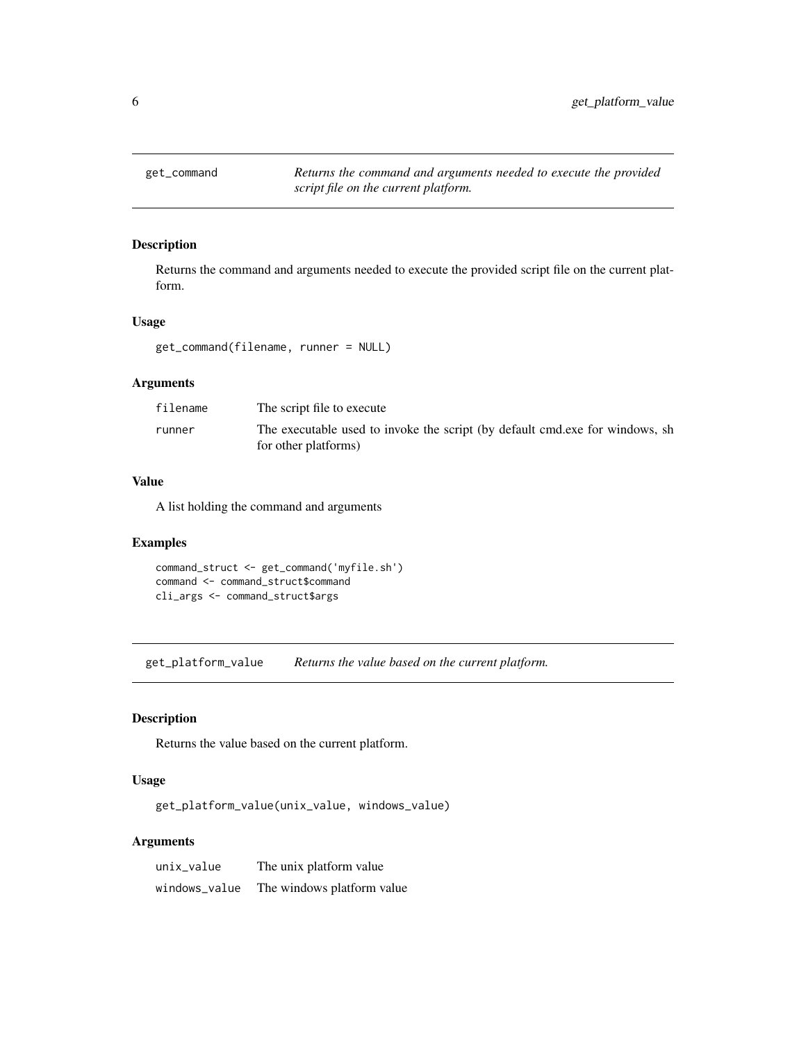## get_command — *Returns the command and arguments needed to execute the provided script file on the current platform.*

### Description

Returns the command and arguments needed to execute the provided script file on the current platform.

### Usage

```
get_command(filename, runner = NULL)
```

### Arguments

| | |
|---|---|
| filename | The script file to execute |
| runner | The executable used to invoke the script (by default cmd.exe for windows, sh for other platforms) |

### Value

A list holding the command and arguments

### Examples

```
command_struct <- get_command('myfile.sh')
command <- command_struct$command
cli_args <- command_struct$args
```

## get_platform_value — *Returns the value based on the current platform.*

### Description

Returns the value based on the current platform.

### Usage

```
get_platform_value(unix_value, windows_value)
```

### Arguments

| | |
|---|---|
| unix_value | The unix platform value |
| windows_value | The windows platform value |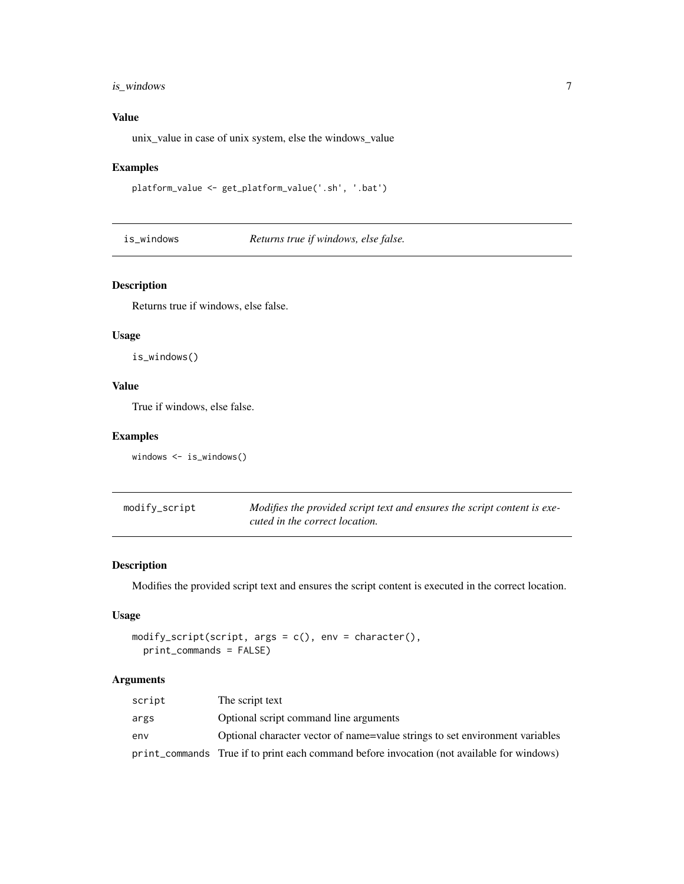### Value

unix_value in case of unix system, else the windows_value

### Examples

```
platform_value <- get_platform_value('.sh', '.bat')
```

---

## is_windows — *Returns true if windows, else false.*

### Description

Returns true if windows, else false.

### Usage

```
is_windows()
```

### Value

True if windows, else false.

### Examples

```
windows <- is_windows()
```

---

## modify_script — *Modifies the provided script text and ensures the script content is executed in the correct location.*

### Description

Modifies the provided script text and ensures the script content is executed in the correct location.

### Usage

```
modify_script(script, args = c(), env = character(),
  print_commands = FALSE)
```

### Arguments

| | |
|---|---|
| script | The script text |
| args | Optional script command line arguments |
| env | Optional character vector of name=value strings to set environment variables |
| print_commands | True if to print each command before invocation (not available for windows) |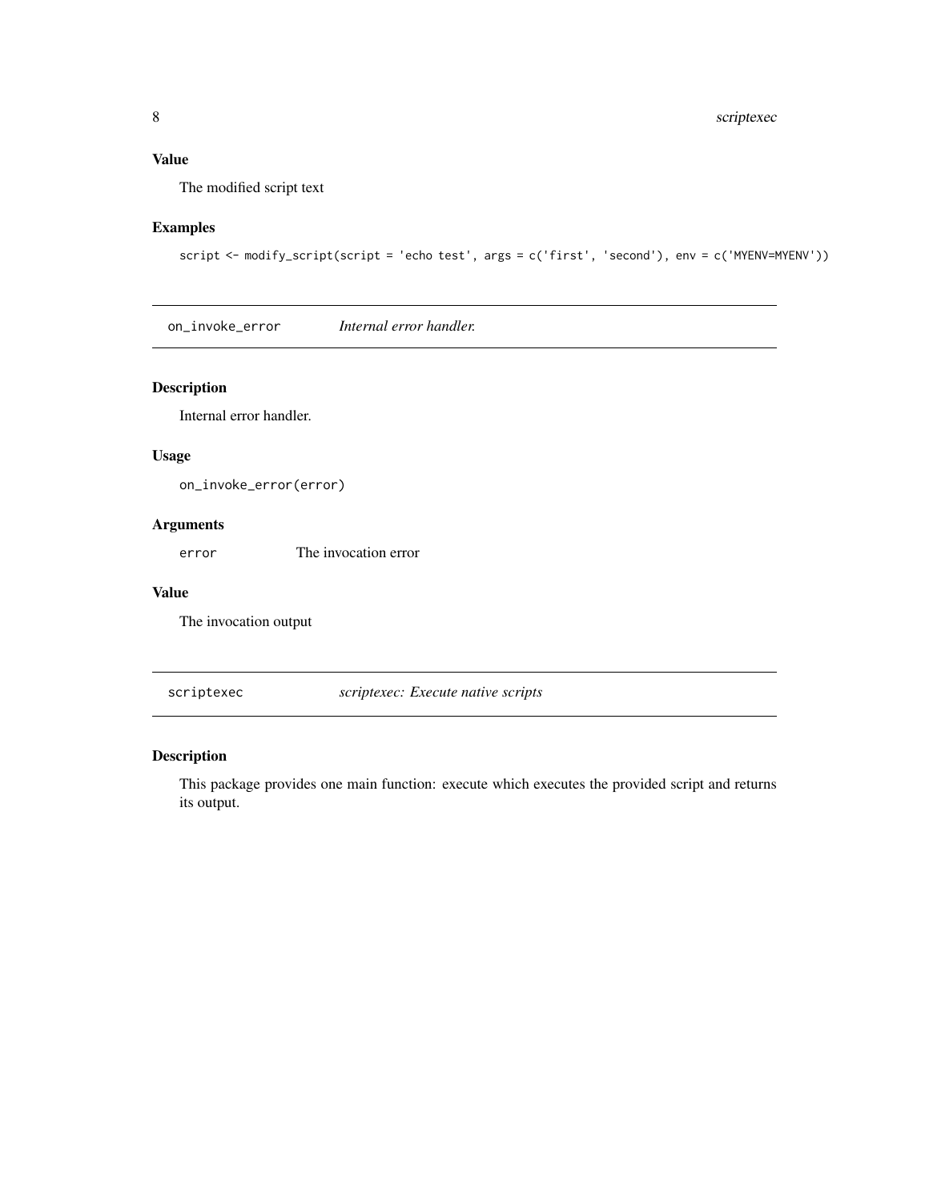### Value

The modified script text

### Examples

```
script <- modify_script(script = 'echo test', args = c('first', 'second'), env = c('MYENV=MYENV'))
```

---

## on_invoke_error *Internal error handler.*

---

### Description

Internal error handler.

### Usage

```
on_invoke_error(error)
```

### Arguments

| | |
|---|---|
| `error` | The invocation error |

### Value

The invocation output

---

## scriptexec *scriptexec: Execute native scripts*

---

### Description

This package provides one main function: execute which executes the provided script and returns its output.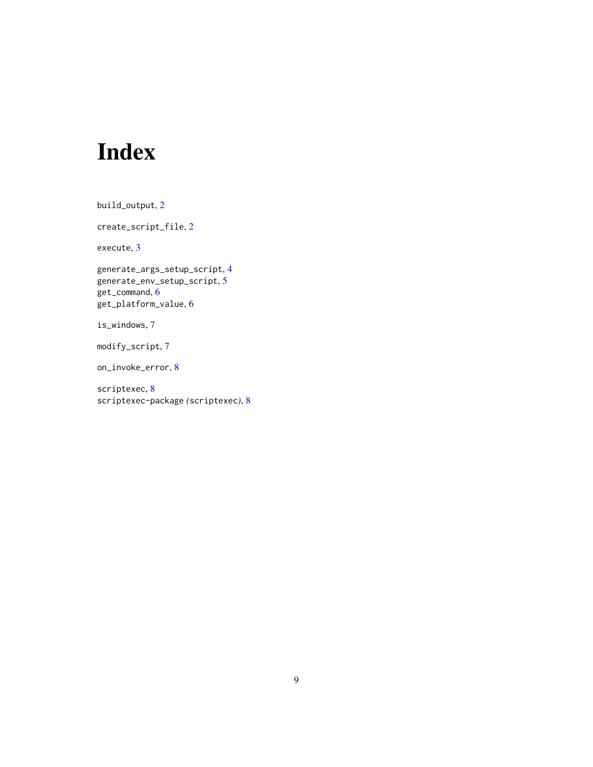# Index

build_output, 2

create_script_file, 2

execute, 3

generate_args_setup_script, 4
generate_env_setup_script, 5
get_command, 6
get_platform_value, 6

is_windows, 7

modify_script, 7

on_invoke_error, 8

scriptexec, 8
scriptexec-package *(scriptexec)*, 8